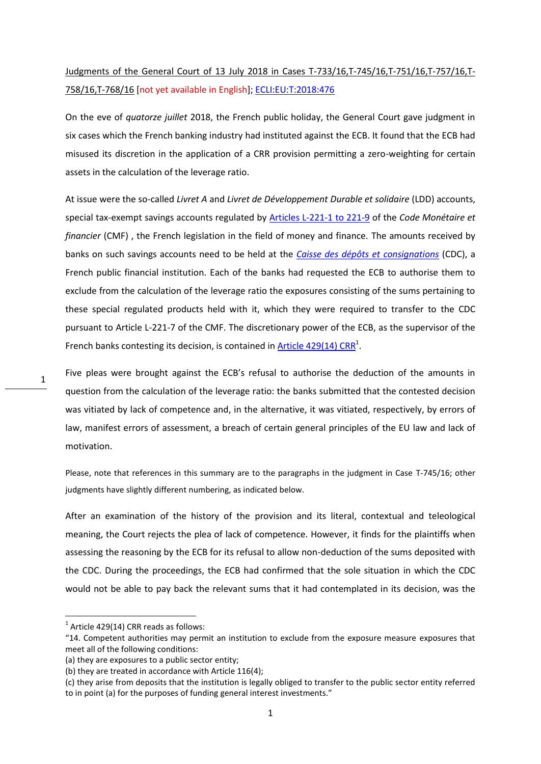Judgments of the General Court of 13 July 2018 in Cases T-733/16,T-745/16,T-751/16,T-757/16,T-758/16,T-768/16 [not yet available in English]; ECLI:EU:T:2018:476

On the eve of *quatorze juillet* 2018, the French public holiday, the General Court gave judgment in six cases which the French banking industry had instituted against the ECB. It found that the ECB had misused its discretion in the application of a CRR provision permitting a zero-weighting for certain assets in the calculation of the leverage ratio.

At issue were the so-called *Livret A* and *Livret de Développement Durable et solidaire* (LDD) accounts, special tax-exempt savings accounts regulated by Articles L-221-1 to 221-9 of the *Code Monétaire et financier* (CMF) , the French legislation in the field of money and finance. The amounts received by banks on such savings accounts need to be held at the *Caisse des dépôts et consignations* (CDC), a French public financial institution. Each of the banks had requested the ECB to authorise them to exclude from the calculation of the leverage ratio the exposures consisting of the sums pertaining to these special regulated products held with it, which they were required to transfer to the CDC pursuant to Article L-221-7 of the CMF. The discretionary power of the ECB, as the supervisor of the French banks contesting its decision, is contained in Article 429(14) CRR[1].

Five pleas were brought against the ECB's refusal to authorise the deduction of the amounts in question from the calculation of the leverage ratio: the banks submitted that the contested decision was vitiated by lack of competence and, in the alternative, it was vitiated, respectively, by errors of law, manifest errors of assessment, a breach of certain general principles of the EU law and lack of motivation.

Please, note that references in this summary are to the paragraphs in the judgment in Case T-745/16; other judgments have slightly different numbering, as indicated below.

After an examination of the history of the provision and its literal, contextual and teleological meaning, the Court rejects the plea of lack of competence. However, it finds for the plaintiffs when assessing the reasoning by the ECB for its refusal to allow non-deduction of the sums deposited with the CDC. During the proceedings, the ECB had confirmed that the sole situation in which the CDC would not be able to pay back the relevant sums that it had contemplated in its decision, was the

---

[1] Article 429(14) CRR reads as follows:
"14. Competent authorities may permit an institution to exclude from the exposure measure exposures that meet all of the following conditions:
(a) they are exposures to a public sector entity;
(b) they are treated in accordance with Article 116(4);
(c) they arise from deposits that the institution is legally obliged to transfer to the public sector entity referred to in point (a) for the purposes of funding general interest investments."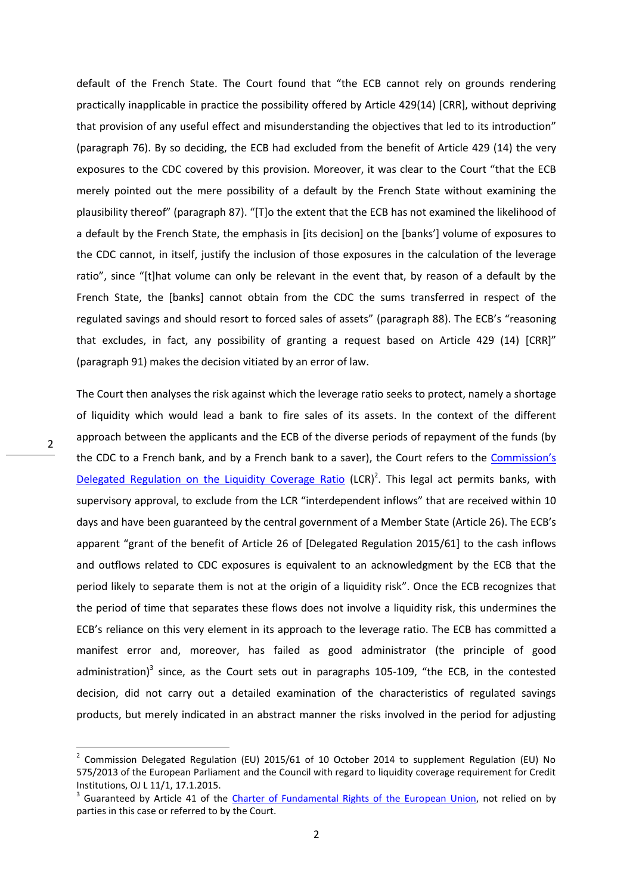default of the French State. The Court found that "the ECB cannot rely on grounds rendering practically inapplicable in practice the possibility offered by Article 429(14) [CRR], without depriving that provision of any useful effect and misunderstanding the objectives that led to its introduction" (paragraph 76). By so deciding, the ECB had excluded from the benefit of Article 429 (14) the very exposures to the CDC covered by this provision. Moreover, it was clear to the Court "that the ECB merely pointed out the mere possibility of a default by the French State without examining the plausibility thereof" (paragraph 87). "[T]o the extent that the ECB has not examined the likelihood of a default by the French State, the emphasis in [its decision] on the [banks'] volume of exposures to the CDC cannot, in itself, justify the inclusion of those exposures in the calculation of the leverage ratio", since "[t]hat volume can only be relevant in the event that, by reason of a default by the French State, the [banks] cannot obtain from the CDC the sums transferred in respect of the regulated savings and should resort to forced sales of assets" (paragraph 88). The ECB's "reasoning that excludes, in fact, any possibility of granting a request based on Article 429 (14) [CRR]" (paragraph 91) makes the decision vitiated by an error of law.

The Court then analyses the risk against which the leverage ratio seeks to protect, namely a shortage of liquidity which would lead a bank to fire sales of its assets. In the context of the different approach between the applicants and the ECB of the diverse periods of repayment of the funds (by the CDC to a French bank, and by a French bank to a saver), the Court refers to the Commission's Delegated Regulation on the Liquidity Coverage Ratio (LCR)[2]. This legal act permits banks, with supervisory approval, to exclude from the LCR "interdependent inflows" that are received within 10 days and have been guaranteed by the central government of a Member State (Article 26). The ECB's apparent "grant of the benefit of Article 26 of [Delegated Regulation 2015/61] to the cash inflows and outflows related to CDC exposures is equivalent to an acknowledgment by the ECB that the period likely to separate them is not at the origin of a liquidity risk". Once the ECB recognizes that the period of time that separates these flows does not involve a liquidity risk, this undermines the ECB's reliance on this very element in its approach to the leverage ratio. The ECB has committed a manifest error and, moreover, has failed as good administrator (the principle of good administration)[3] since, as the Court sets out in paragraphs 105-109, "the ECB, in the contested decision, did not carry out a detailed examination of the characteristics of regulated savings products, but merely indicated in an abstract manner the risks involved in the period for adjusting

---

[2] Commission Delegated Regulation (EU) 2015/61 of 10 October 2014 to supplement Regulation (EU) No 575/2013 of the European Parliament and the Council with regard to liquidity coverage requirement for Credit Institutions, OJ L 11/1, 17.1.2015.

[3] Guaranteed by Article 41 of the Charter of Fundamental Rights of the European Union, not relied on by parties in this case or referred to by the Court.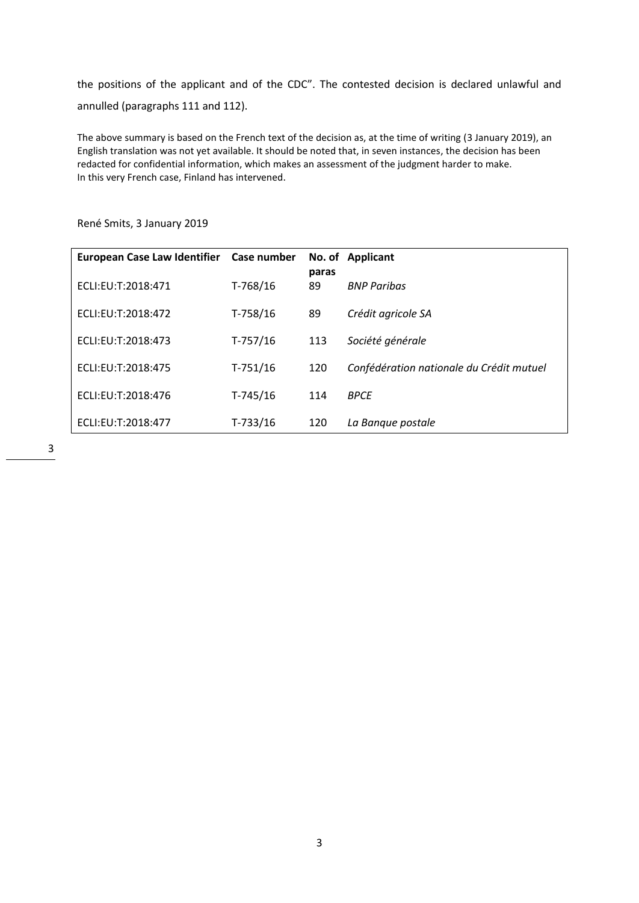the positions of the applicant and of the CDC". The contested decision is declared unlawful and annulled (paragraphs 111 and 112).

The above summary is based on the French text of the decision as, at the time of writing (3 January 2019), an English translation was not yet available. It should be noted that, in seven instances, the decision has been redacted for confidential information, which makes an assessment of the judgment harder to make.
In this very French case, Finland has intervened.

René Smits, 3 January 2019

| European Case Law Identifier | Case number | No. of paras | Applicant |
|---|---|---|---|
| ECLI:EU:T:2018:471 | T-768/16 | 89 | *BNP Paribas* |
| ECLI:EU:T:2018:472 | T-758/16 | 89 | *Crédit agricole SA* |
| ECLI:EU:T:2018:473 | T-757/16 | 113 | *Société générale* |
| ECLI:EU:T:2018:475 | T-751/16 | 120 | *Confédération nationale du Crédit mutuel* |
| ECLI:EU:T:2018:476 | T-745/16 | 114 | *BPCE* |
| ECLI:EU:T:2018:477 | T-733/16 | 120 | *La Banque postale* |